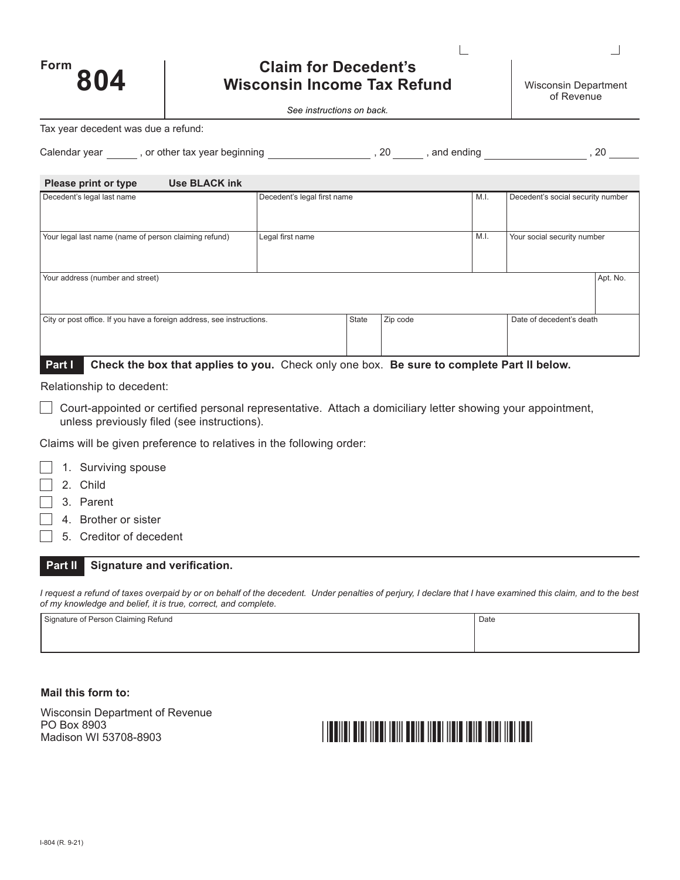# Form 804

## Claim for Decedent's Wisconsin Income Tax Refund

Wisconsin Department of Revenue

*See instructions on back.*

Tax year decedent was due a refund:

Calendar year ______ , or other tax year beginning ____________________ , 20 ______ , and ending ____________________ , 20 ______

**Please print or type** **Use BLACK ink**

| Decedent's legal last name | Decedent's legal first name | M.I. | Decedent's social security number |
|---|---|---|---|
| | | | |
| Your legal last name (name of person claiming refund) | Legal first name | M.I. | Your social security number |
| | | | |

| Your address (number and street) | Apt. No. |
|---|---|
| | |

| City or post office. If you have a foreign address, see instructions. | State | Zip code | Date of decedent's death |
|---|---|---|---|
| | | | |

**Part I** **Check the box that applies to you.** Check only one box. **Be sure to complete Part II below.**

Relationship to decedent:

☐ Court-appointed or certified personal representative. Attach a domiciliary letter showing your appointment, unless previously filed (see instructions).

Claims will be given preference to relatives in the following order:

☐ 1. Surviving spouse
☐ 2. Child
☐ 3. Parent
☐ 4. Brother or sister
☐ 5. Creditor of decedent

**Part II** **Signature and verification.**

*I request a refund of taxes overpaid by or on behalf of the decedent. Under penalties of perjury, I declare that I have examined this claim, and to the best of my knowledge and belief, it is true, correct, and complete.*

| Signature of Person Claiming Refund | Date |
|---|---|
| | |

**Mail this form to:**

Wisconsin Department of Revenue
PO Box 8903
Madison WI 53708-8903

I-804 (R. 9-21)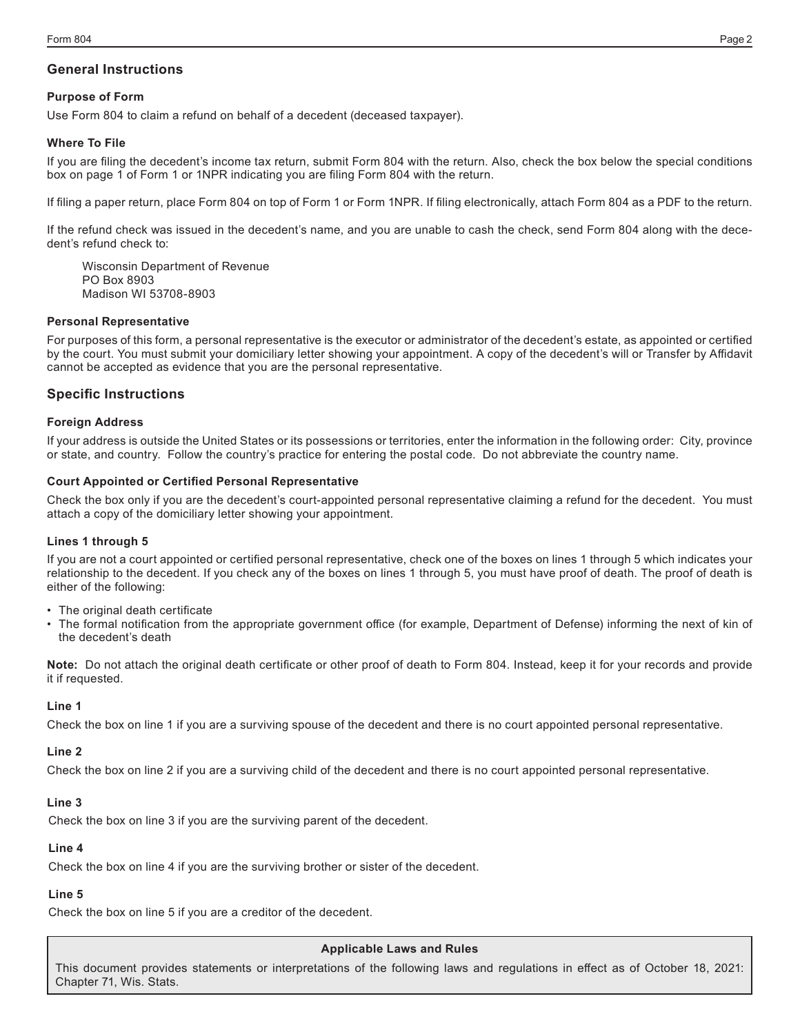## General Instructions

### Purpose of Form

Use Form 804 to claim a refund on behalf of a decedent (deceased taxpayer).

### Where To File

If you are filing the decedent's income tax return, submit Form 804 with the return. Also, check the box below the special conditions box on page 1 of Form 1 or 1NPR indicating you are filing Form 804 with the return.

If filing a paper return, place Form 804 on top of Form 1 or Form 1NPR. If filing electronically, attach Form 804 as a PDF to the return.

If the refund check was issued in the decedent's name, and you are unable to cash the check, send Form 804 along with the decedent's refund check to:

Wisconsin Department of Revenue
PO Box 8903
Madison WI 53708-8903

### Personal Representative

For purposes of this form, a personal representative is the executor or administrator of the decedent's estate, as appointed or certified by the court. You must submit your domiciliary letter showing your appointment. A copy of the decedent's will or Transfer by Affidavit cannot be accepted as evidence that you are the personal representative.

## Specific Instructions

### Foreign Address

If your address is outside the United States or its possessions or territories, enter the information in the following order: City, province or state, and country. Follow the country's practice for entering the postal code. Do not abbreviate the country name.

### Court Appointed or Certified Personal Representative

Check the box only if you are the decedent's court-appointed personal representative claiming a refund for the decedent. You must attach a copy of the domiciliary letter showing your appointment.

### Lines 1 through 5

If you are not a court appointed or certified personal representative, check one of the boxes on lines 1 through 5 which indicates your relationship to the decedent. If you check any of the boxes on lines 1 through 5, you must have proof of death. The proof of death is either of the following:

- The original death certificate
- The formal notification from the appropriate government office (for example, Department of Defense) informing the next of kin of the decedent's death

**Note:** Do not attach the original death certificate or other proof of death to Form 804. Instead, keep it for your records and provide it if requested.

### Line 1

Check the box on line 1 if you are a surviving spouse of the decedent and there is no court appointed personal representative.

### Line 2

Check the box on line 2 if you are a surviving child of the decedent and there is no court appointed personal representative.

### Line 3

Check the box on line 3 if you are the surviving parent of the decedent.

### Line 4

Check the box on line 4 if you are the surviving brother or sister of the decedent.

### Line 5

Check the box on line 5 if you are a creditor of the decedent.

**Applicable Laws and Rules**

This document provides statements or interpretations of the following laws and regulations in effect as of October 18, 2021: Chapter 71, Wis. Stats.